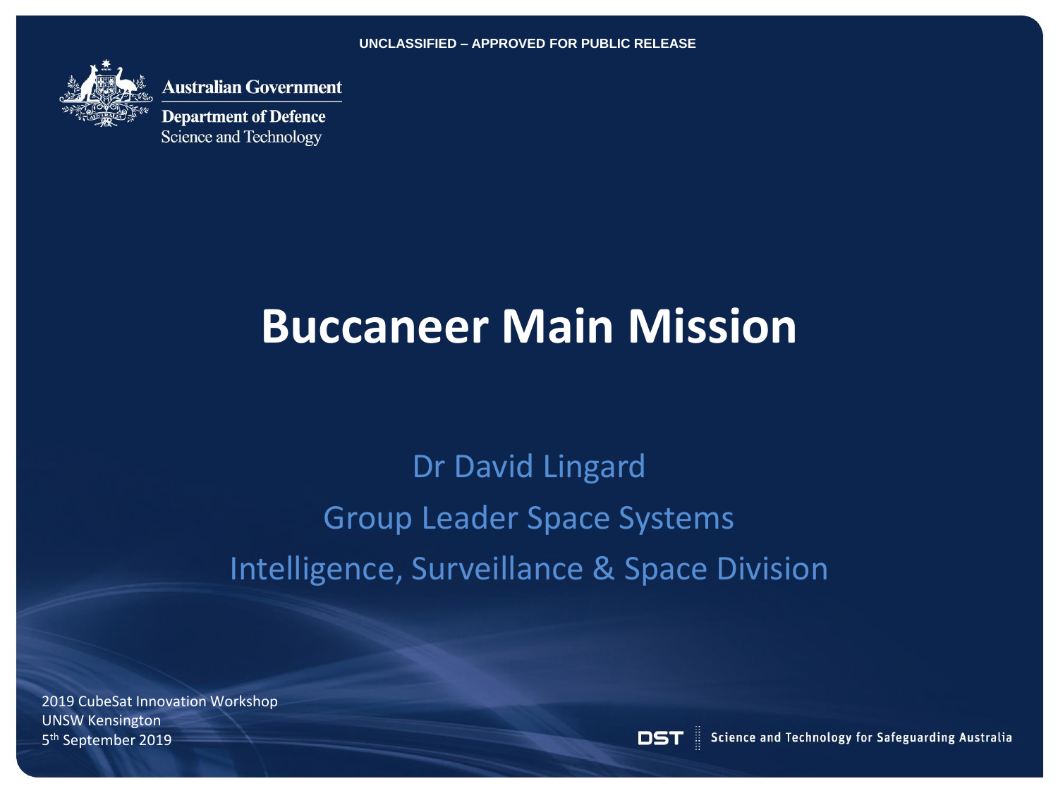UNCLASSIFIED – APPROVED FOR PUBLIC RELEASE

Australian Government

Department of Defence
Science and Technology

# Buccaneer Main Mission

Dr David Lingard

Group Leader Space Systems

Intelligence, Surveillance & Space Division

2019 CubeSat Innovation Workshop
UNSW Kensington
5th September 2019

DST | Science and Technology for Safeguarding Australia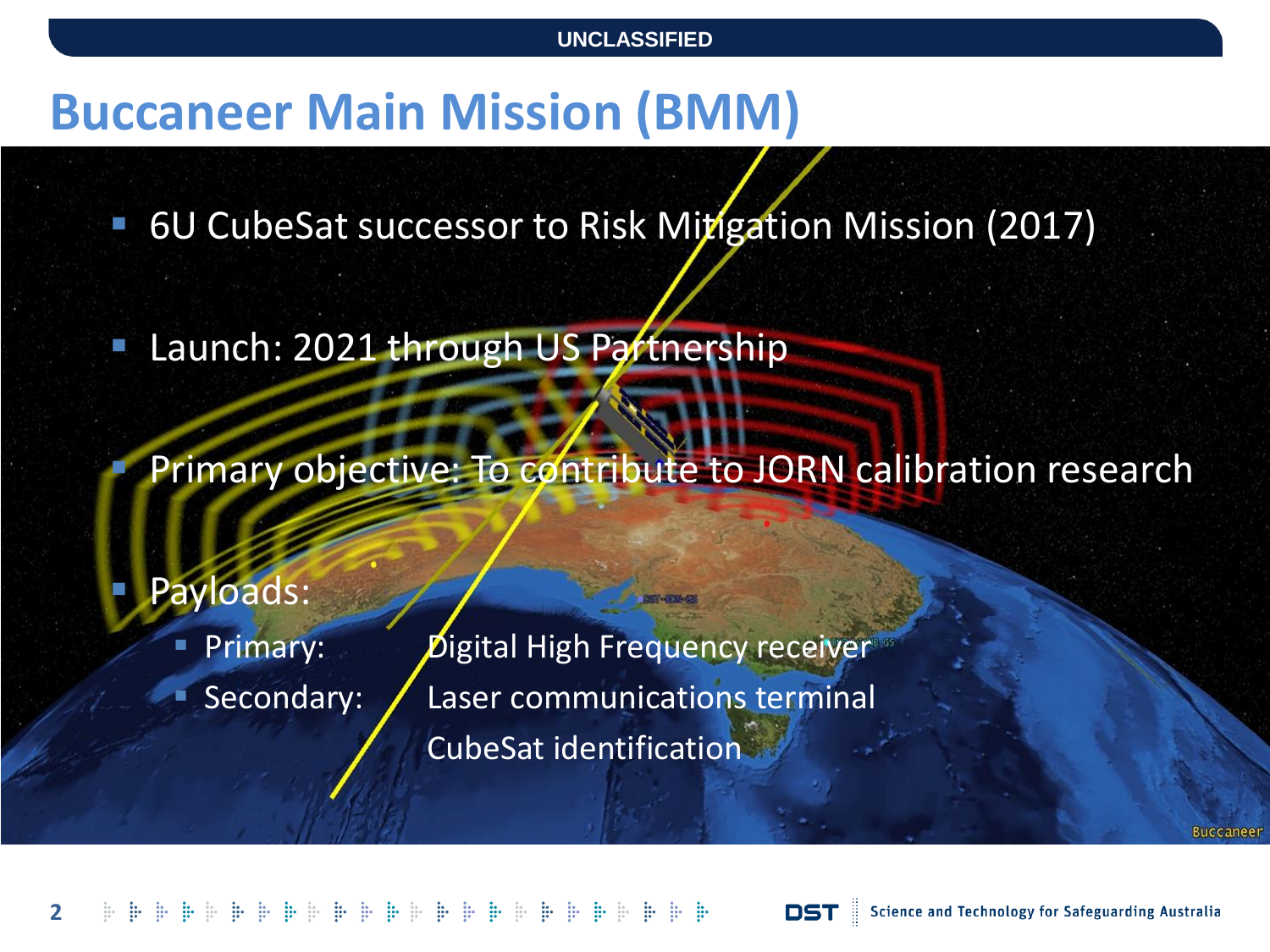# Buccaneer Main Mission (BMM)

- 6U CubeSat successor to Risk Mitigation Mission (2017)
- Launch: 2021 through US Partnership
- Primary objective: To contribute to JORN calibration research
- Payloads:
  - Primary: Digital High Frequency receiver
  - Secondary: Laser communications terminal
    CubeSat identification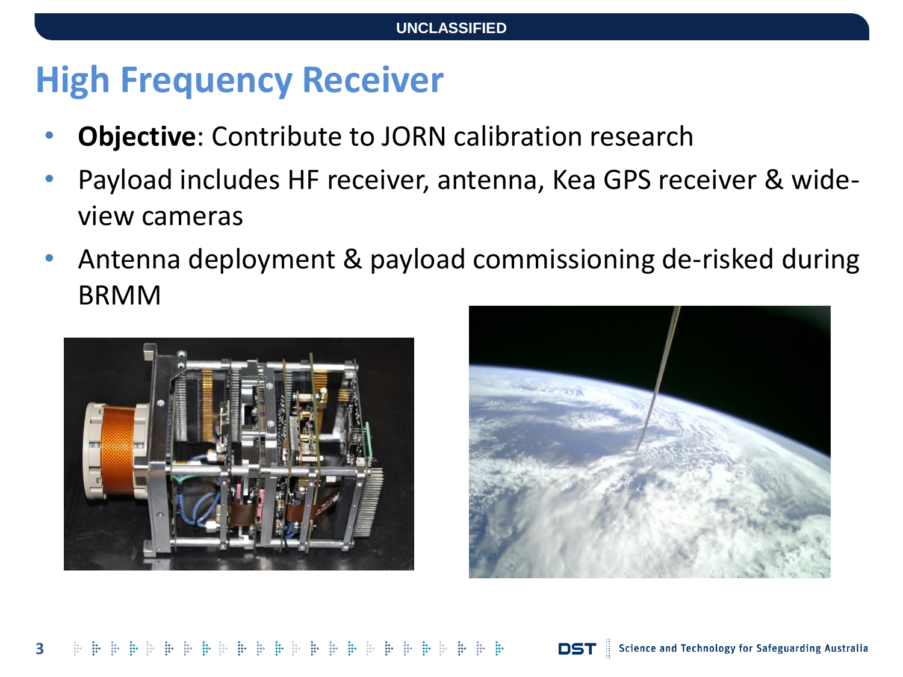UNCLASSIFIED

# High Frequency Receiver

- **Objective**: Contribute to JORN calibration research
- Payload includes HF receiver, antenna, Kea GPS receiver & wide-view cameras
- Antenna deployment & payload commissioning de-risked during BRMM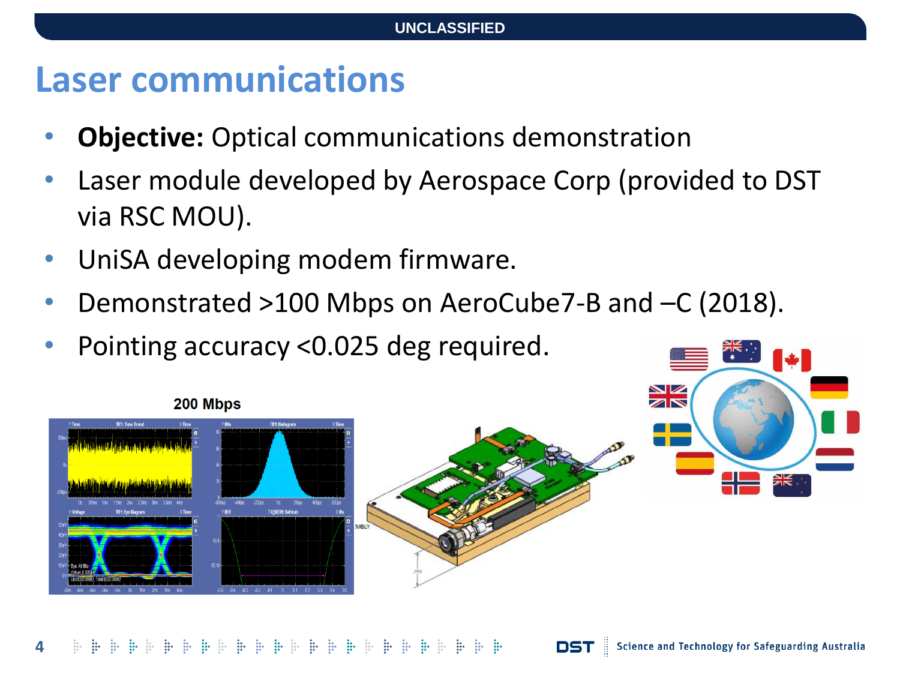# Laser communications

- **Objective:** Optical communications demonstration
- Laser module developed by Aerospace Corp (provided to DST via RSC MOU).
- UniSA developing modem firmware.
- Demonstrated >100 Mbps on AeroCube7-B and –C (2018).
- Pointing accuracy <0.025 deg required.

200 Mbps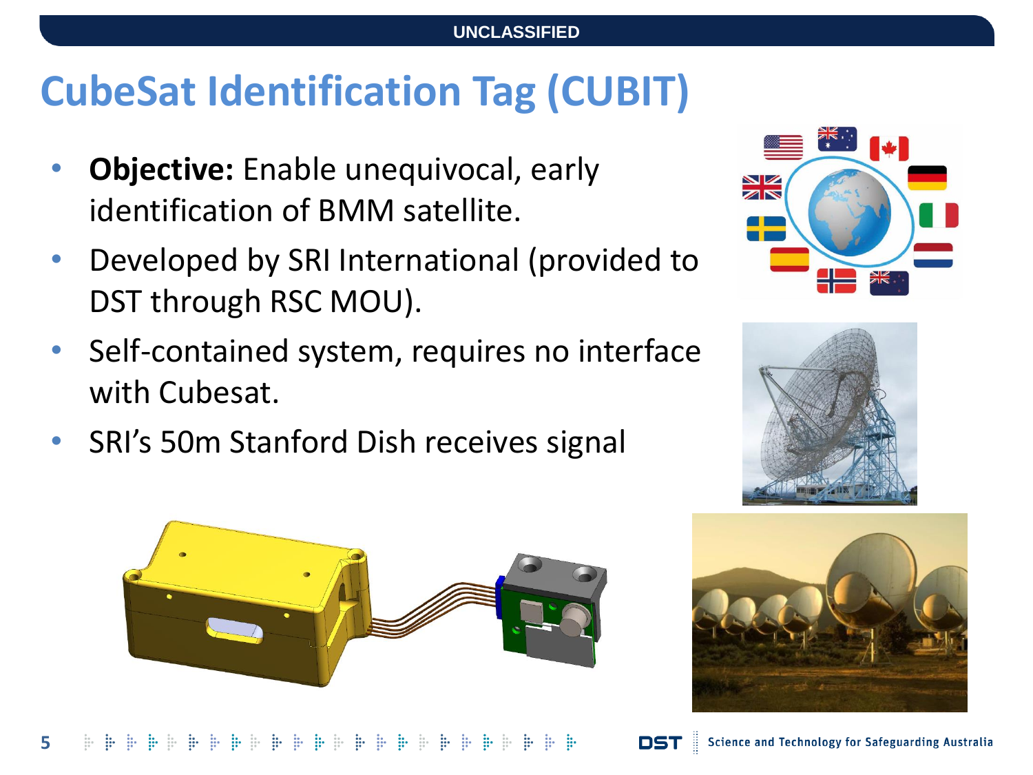UNCLASSIFIED

# CubeSat Identification Tag (CUBIT)

- **Objective:** Enable unequivocal, early identification of BMM satellite.
- Developed by SRI International (provided to DST through RSC MOU).
- Self-contained system, requires no interface with Cubesat.
- SRI's 50m Stanford Dish receives signal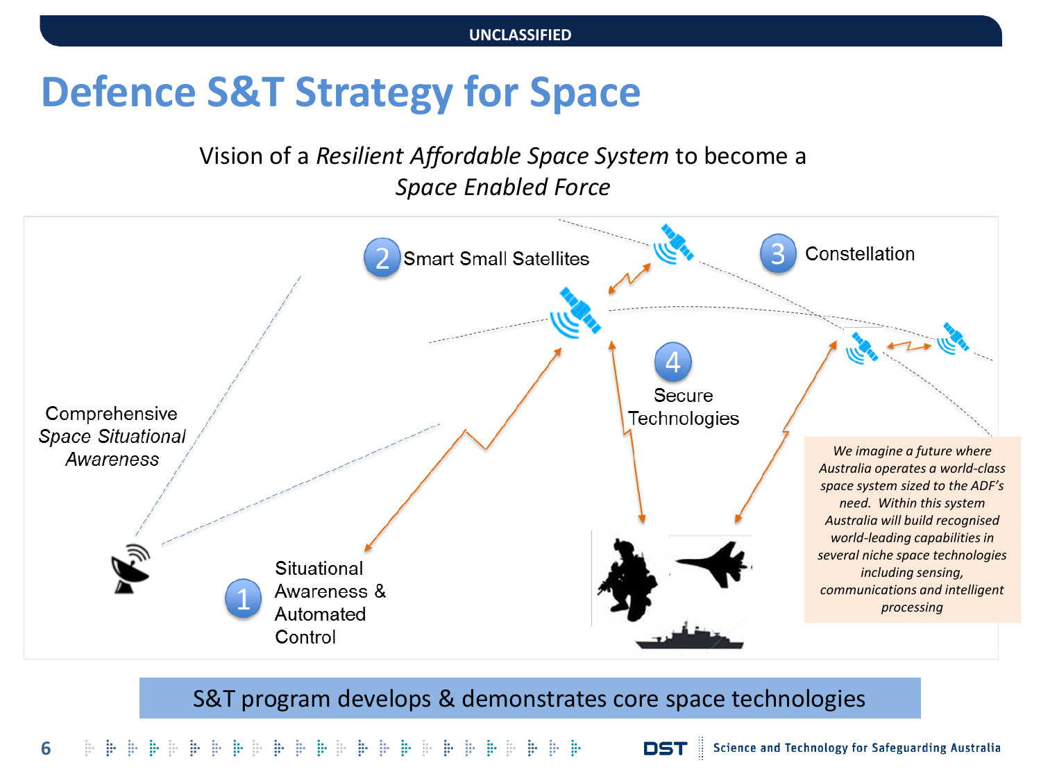# Defence S&T Strategy for Space

Vision of a *Resilient Affordable Space System* to become a *Space Enabled Force*

2 Smart Small Satellites

3 Constellation

Comprehensive *Space Situational Awareness*

4 Secure Technologies

1 Situational Awareness & Automated Control

*We imagine a future where Australia operates a world-class space system sized to the ADF's need. Within this system Australia will build recognised world-leading capabilities in several niche space technologies including sensing, communications and intelligent processing*

S&T program develops & demonstrates core space technologies